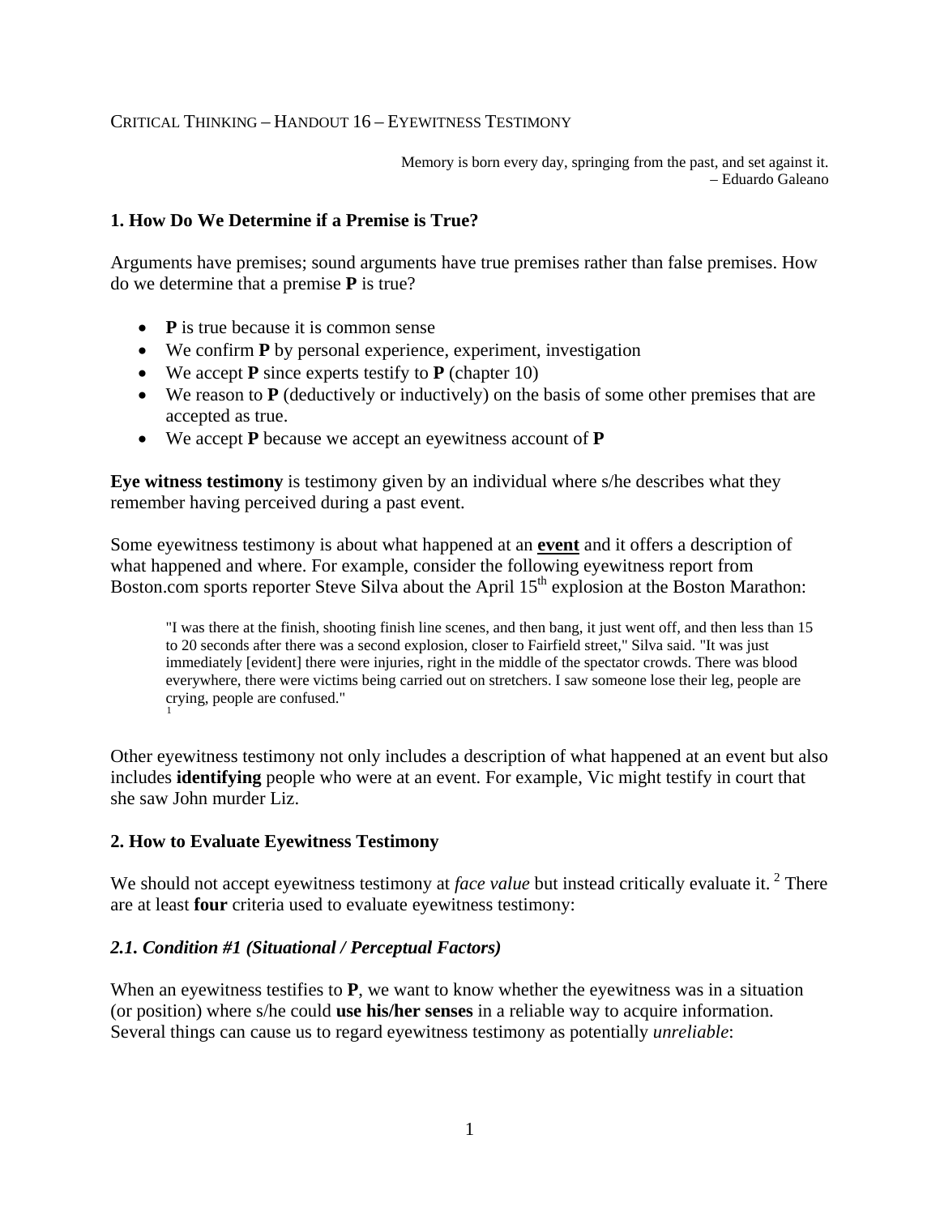CRITICAL THINKING – HANDOUT 16 – EYEWITNESS TESTIMONY

> Memory is born every day, springing from the past, and set against it.
> – Eduardo Galeano

## 1. How Do We Determine if a Premise is True?

Arguments have premises; sound arguments have true premises rather than false premises. How do we determine that a premise **P** is true?

- **P** is true because it is common sense
- We confirm **P** by personal experience, experiment, investigation
- We accept **P** since experts testify to **P** (chapter 10)
- We reason to **P** (deductively or inductively) on the basis of some other premises that are accepted as true.
- We accept **P** because we accept an eyewitness account of **P**

**Eye witness testimony** is testimony given by an individual where s/he describes what they remember having perceived during a past event.

Some eyewitness testimony is about what happened at an **event** and it offers a description of what happened and where. For example, consider the following eyewitness report from Boston.com sports reporter Steve Silva about the April 15th explosion at the Boston Marathon:

> "I was there at the finish, shooting finish line scenes, and then bang, it just went off, and then less than 15 to 20 seconds after there was a second explosion, closer to Fairfield street," Silva said. "It was just immediately [evident] there were injuries, right in the middle of the spectator crowds. There was blood everywhere, there were victims being carried out on stretchers. I saw someone lose their leg, people are crying, people are confused." [1]

Other eyewitness testimony not only includes a description of what happened at an event but also includes **identifying** people who were at an event. For example, Vic might testify in court that she saw John murder Liz.

## 2. How to Evaluate Eyewitness Testimony

We should not accept eyewitness testimony at *face value* but instead critically evaluate it. [2] There are at least **four** criteria used to evaluate eyewitness testimony:

### *2.1. Condition #1 (Situational / Perceptual Factors)*

When an eyewitness testifies to **P**, we want to know whether the eyewitness was in a situation (or position) where s/he could **use his/her senses** in a reliable way to acquire information. Several things can cause us to regard eyewitness testimony as potentially *unreliable*: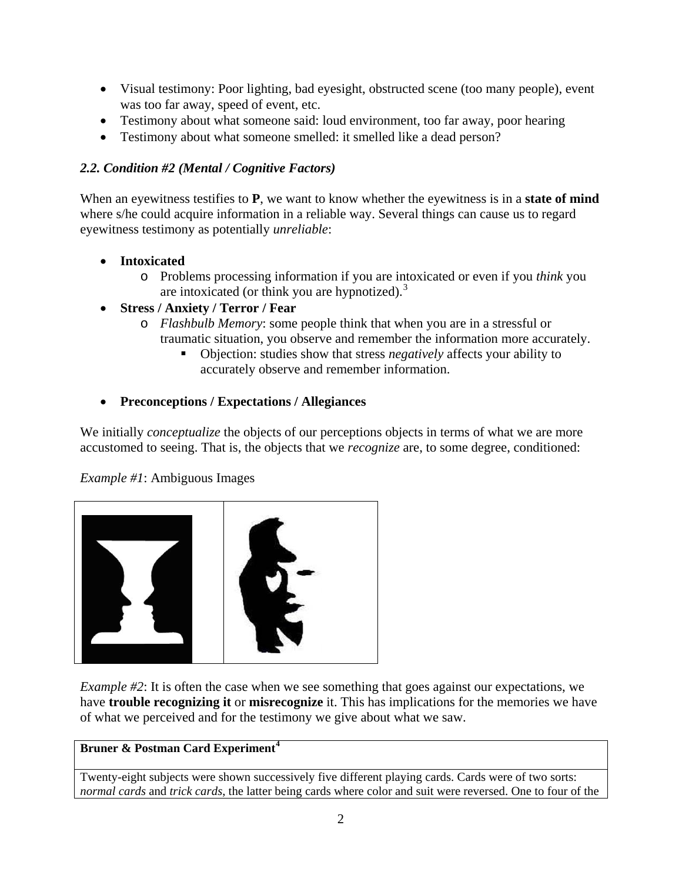- Visual testimony: Poor lighting, bad eyesight, obstructed scene (too many people), event was too far away, speed of event, etc.
- Testimony about what someone said: loud environment, too far away, poor hearing
- Testimony about what someone smelled: it smelled like a dead person?

### *2.2. Condition #2 (Mental / Cognitive Factors)*

When an eyewitness testifies to **P**, we want to know whether the eyewitness is in a **state of mind** where s/he could acquire information in a reliable way. Several things can cause us to regard eyewitness testimony as potentially *unreliable*:

- **Intoxicated**
  - Problems processing information if you are intoxicated or even if you *think* you are intoxicated (or think you are hypnotized).[3]
- **Stress / Anxiety / Terror / Fear**
  - *Flashbulb Memory*: some people think that when you are in a stressful or traumatic situation, you observe and remember the information more accurately.
    - Objection: studies show that stress *negatively* affects your ability to accurately observe and remember information.
- **Preconceptions / Expectations / Allegiances**

We initially *conceptualize* the objects of our perceptions objects in terms of what we are more accustomed to seeing. That is, the objects that we *recognize* are, to some degree, conditioned:

*Example #1*: Ambiguous Images

*Example #2*: It is often the case when we see something that goes against our expectations, we have **trouble recognizing it** or **misrecognize** it. This has implications for the memories we have of what we perceived and for the testimony we give about what we saw.

| **Bruner & Postman Card Experiment**[4] |
| --- |
| Twenty-eight subjects were shown successively five different playing cards. Cards were of two sorts: *normal cards* and *trick cards*, the latter being cards where color and suit were reversed. One to four of the |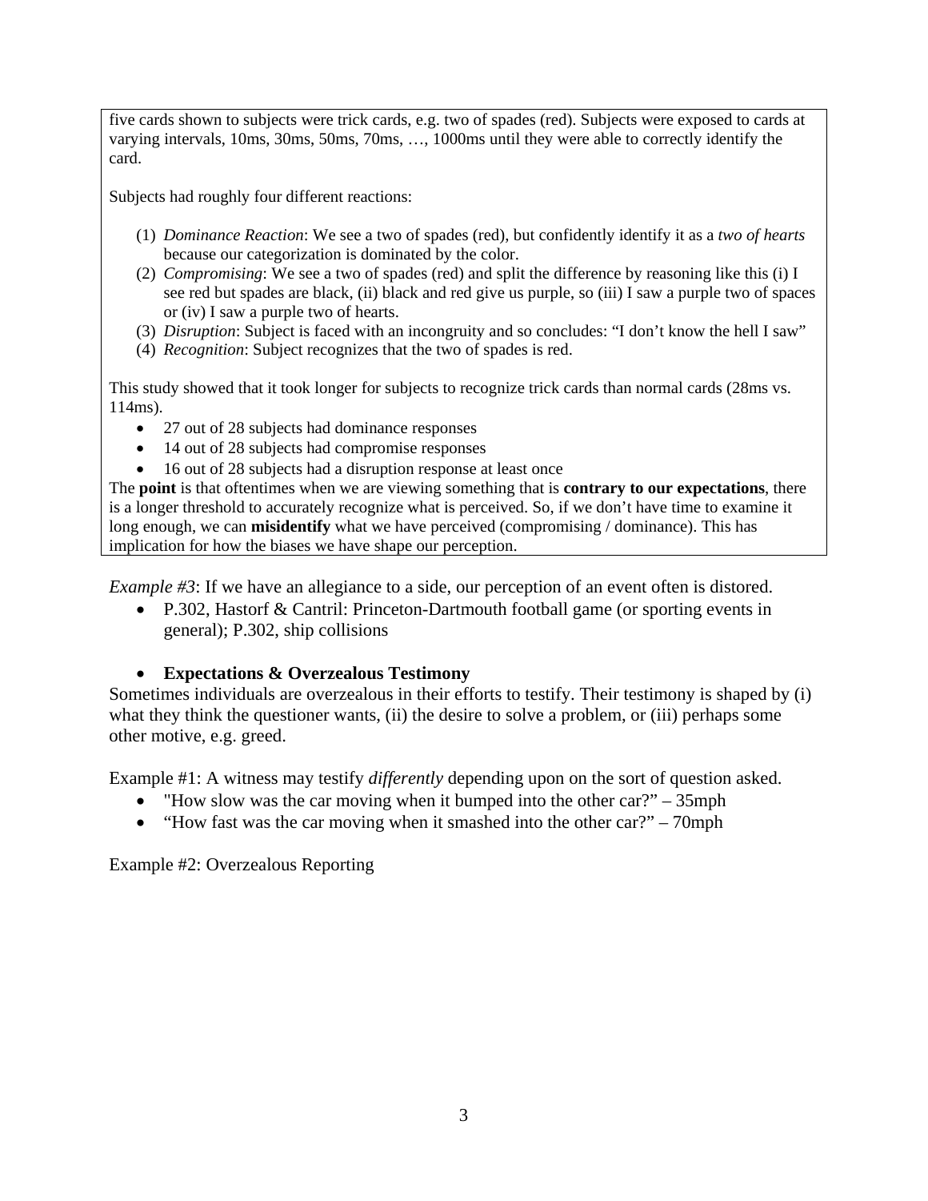five cards shown to subjects were trick cards, e.g. two of spades (red). Subjects were exposed to cards at varying intervals, 10ms, 30ms, 50ms, 70ms, …, 1000ms until they were able to correctly identify the card.

Subjects had roughly four different reactions:

1. *Dominance Reaction*: We see a two of spades (red), but confidently identify it as a *two of hearts* because our categorization is dominated by the color.
2. *Compromising*: We see a two of spades (red) and split the difference by reasoning like this (i) I see red but spades are black, (ii) black and red give us purple, so (iii) I saw a purple two of spaces or (iv) I saw a purple two of hearts.
3. *Disruption*: Subject is faced with an incongruity and so concludes: "I don't know the hell I saw"
4. *Recognition*: Subject recognizes that the two of spades is red.

This study showed that it took longer for subjects to recognize trick cards than normal cards (28ms vs. 114ms).

- 27 out of 28 subjects had dominance responses
- 14 out of 28 subjects had compromise responses
- 16 out of 28 subjects had a disruption response at least once

The **point** is that oftentimes when we are viewing something that is **contrary to our expectations**, there is a longer threshold to accurately recognize what is perceived. So, if we don't have time to examine it long enough, we can **misidentify** what we have perceived (compromising / dominance). This has implication for how the biases we have shape our perception.

*Example #3*: If we have an allegiance to a side, our perception of an event often is distored.

- P.302, Hastorf & Cantril: Princeton-Dartmouth football game (or sporting events in general); P.302, ship collisions

- **Expectations & Overzealous Testimony**

Sometimes individuals are overzealous in their efforts to testify. Their testimony is shaped by (i) what they think the questioner wants, (ii) the desire to solve a problem, or (iii) perhaps some other motive, e.g. greed.

Example #1: A witness may testify *differently* depending upon on the sort of question asked.

- "How slow was the car moving when it bumped into the other car?" – 35mph
- "How fast was the car moving when it smashed into the other car?" – 70mph

Example #2: Overzealous Reporting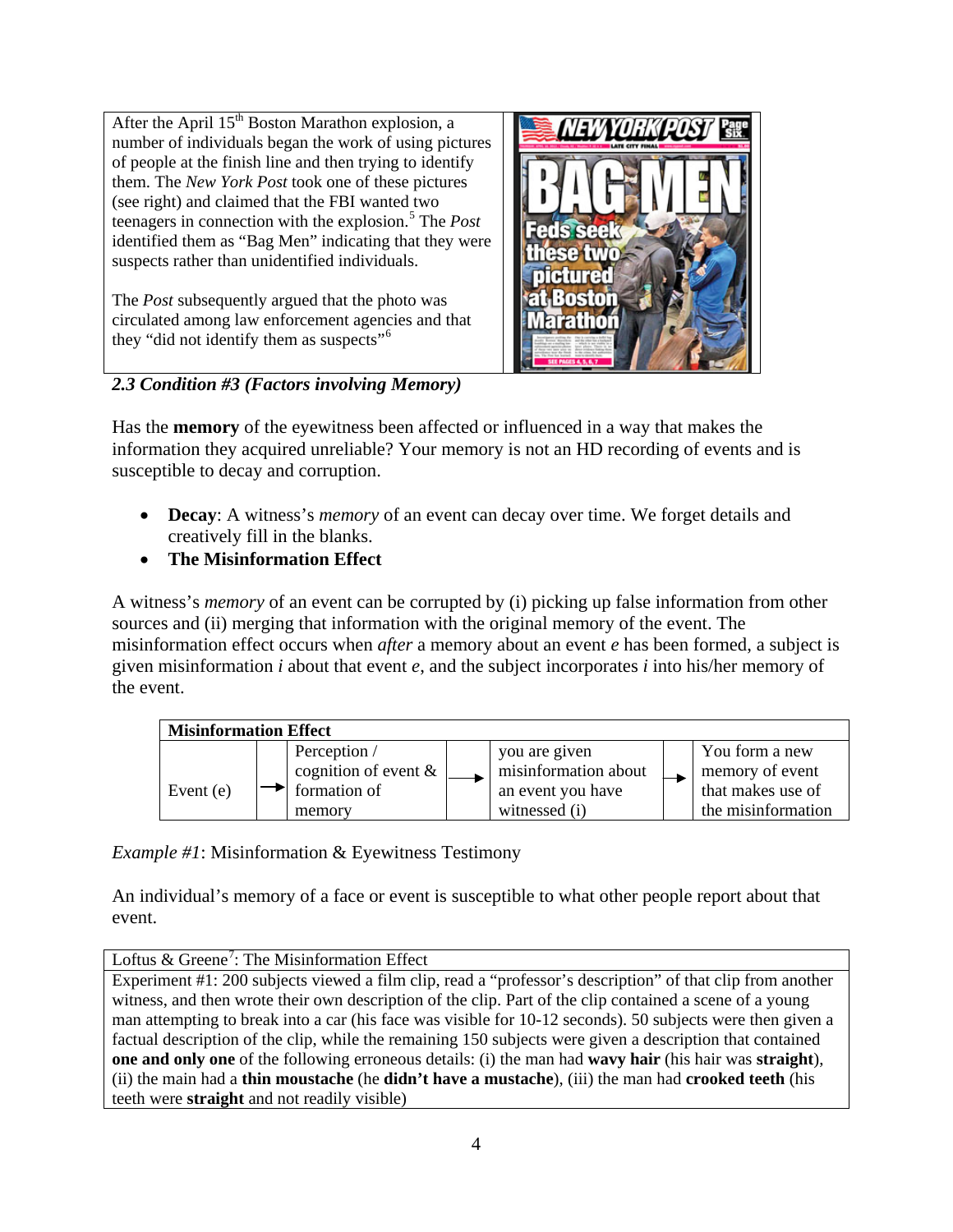After the April 15th Boston Marathon explosion, a number of individuals began the work of using pictures of people at the finish line and then trying to identify them. The *New York Post* took one of these pictures (see right) and claimed that the FBI wanted two teenagers in connection with the explosion.[5] The *Post* identified them as "Bag Men" indicating that they were suspects rather than unidentified individuals.

The *Post* subsequently argued that the photo was circulated among law enforcement agencies and that they "did not identify them as suspects"[6]

### *2.3 Condition #3 (Factors involving Memory)*

Has the **memory** of the eyewitness been affected or influenced in a way that makes the information they acquired unreliable? Your memory is not an HD recording of events and is susceptible to decay and corruption.

- **Decay**: A witness's *memory* of an event can decay over time. We forget details and creatively fill in the blanks.
- **The Misinformation Effect**

A witness's *memory* of an event can be corrupted by (i) picking up false information from other sources and (ii) merging that information with the original memory of the event. The misinformation effect occurs when *after* a memory about an event *e* has been formed, a subject is given misinformation *i* about that event *e*, and the subject incorporates *i* into his/her memory of the event.

| **Misinformation Effect** | | | | | | |
|---|---|---|---|---|---|---|
| Event (e) | → | Perception / cognition of event & formation of memory | → | you are given misinformation about an event you have witnessed (i) | → | You form a new memory of event that makes use of the misinformation |

*Example #1*: Misinformation & Eyewitness Testimony

An individual's memory of a face or event is susceptible to what other people report about that event.

| Loftus & Greene[7]: The Misinformation Effect |
|---|
| Experiment #1: 200 subjects viewed a film clip, read a "professor's description" of that clip from another witness, and then wrote their own description of the clip. Part of the clip contained a scene of a young man attempting to break into a car (his face was visible for 10-12 seconds). 50 subjects were then given a factual description of the clip, while the remaining 150 subjects were given a description that contained **one and only one** of the following erroneous details: (i) the man had **wavy hair** (his hair was **straight**), (ii) the main had a **thin moustache** (he **didn't have a mustache**), (iii) the man had **crooked teeth** (his teeth were **straight** and not readily visible) |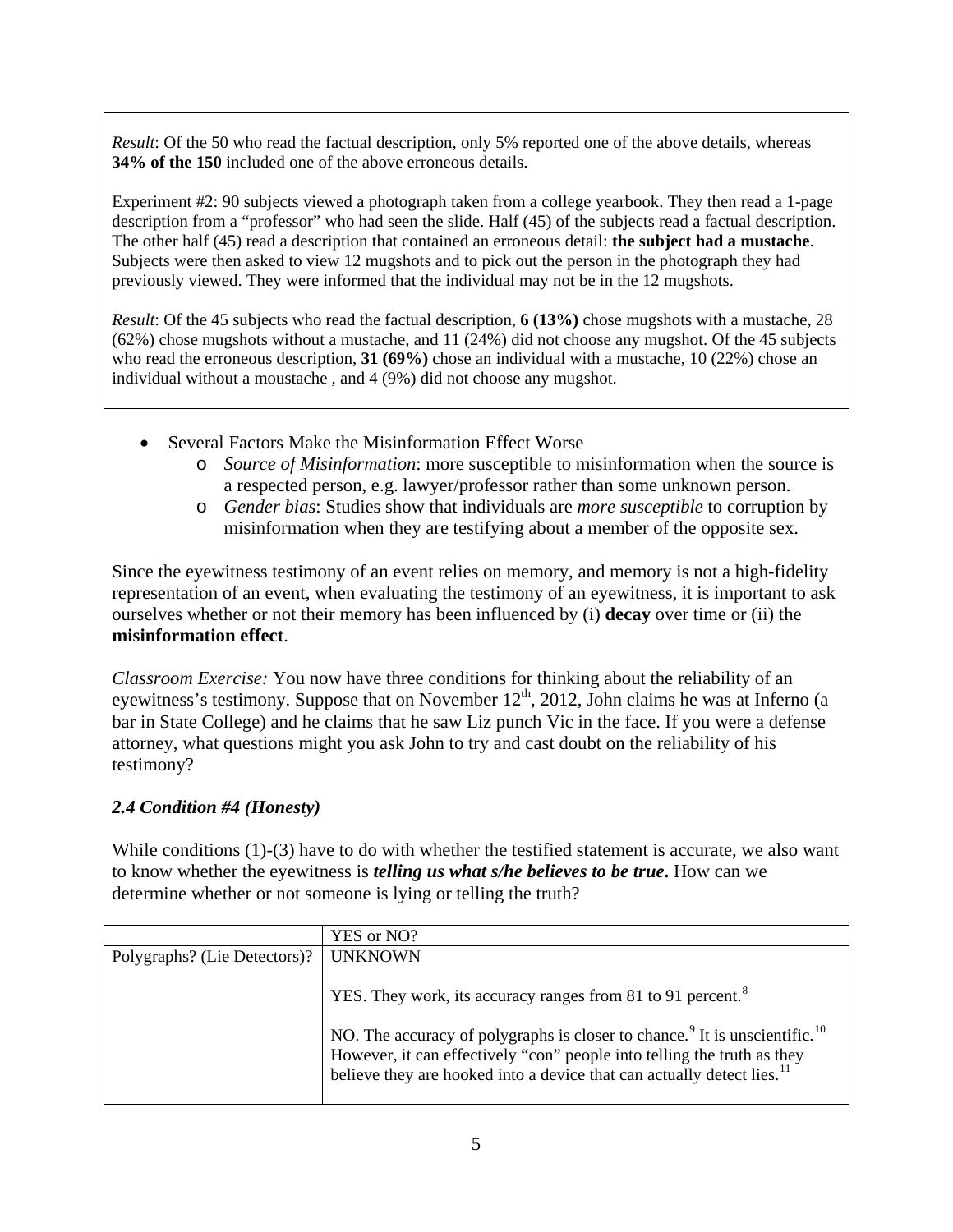*Result*: Of the 50 who read the factual description, only 5% reported one of the above details, whereas **34% of the 150** included one of the above erroneous details.

Experiment #2: 90 subjects viewed a photograph taken from a college yearbook. They then read a 1-page description from a "professor" who had seen the slide. Half (45) of the subjects read a factual description. The other half (45) read a description that contained an erroneous detail: **the subject had a mustache**. Subjects were then asked to view 12 mugshots and to pick out the person in the photograph they had previously viewed. They were informed that the individual may not be in the 12 mugshots.

*Result*: Of the 45 subjects who read the factual description, **6 (13%)** chose mugshots with a mustache, 28 (62%) chose mugshots without a mustache, and 11 (24%) did not choose any mugshot. Of the 45 subjects who read the erroneous description, **31 (69%)** chose an individual with a mustache, 10 (22%) chose an individual without a moustache , and 4 (9%) did not choose any mugshot.

- Several Factors Make the Misinformation Effect Worse
    - *Source of Misinformation*: more susceptible to misinformation when the source is a respected person, e.g. lawyer/professor rather than some unknown person.
    - *Gender bias*: Studies show that individuals are *more susceptible* to corruption by misinformation when they are testifying about a member of the opposite sex.

Since the eyewitness testimony of an event relies on memory, and memory is not a high-fidelity representation of an event, when evaluating the testimony of an eyewitness, it is important to ask ourselves whether or not their memory has been influenced by (i) **decay** over time or (ii) the **misinformation effect**.

*Classroom Exercise:* You now have three conditions for thinking about the reliability of an eyewitness's testimony. Suppose that on November 12th, 2012, John claims he was at Inferno (a bar in State College) and he claims that he saw Liz punch Vic in the face. If you were a defense attorney, what questions might you ask John to try and cast doubt on the reliability of his testimony?

### *2.4 Condition #4 (Honesty)*

While conditions (1)-(3) have to do with whether the testified statement is accurate, we also want to know whether the eyewitness is ***telling us what s/he believes to be true*.** How can we determine whether or not someone is lying or telling the truth?

| | YES or NO? |
|---|---|
| Polygraphs? (Lie Detectors)? | UNKNOWN<br><br>YES. They work, its accuracy ranges from 81 to 91 percent.[8]<br><br>NO. The accuracy of polygraphs is closer to chance.[9] It is unscientific.[10] However, it can effectively "con" people into telling the truth as they believe they are hooked into a device that can actually detect lies.[11] |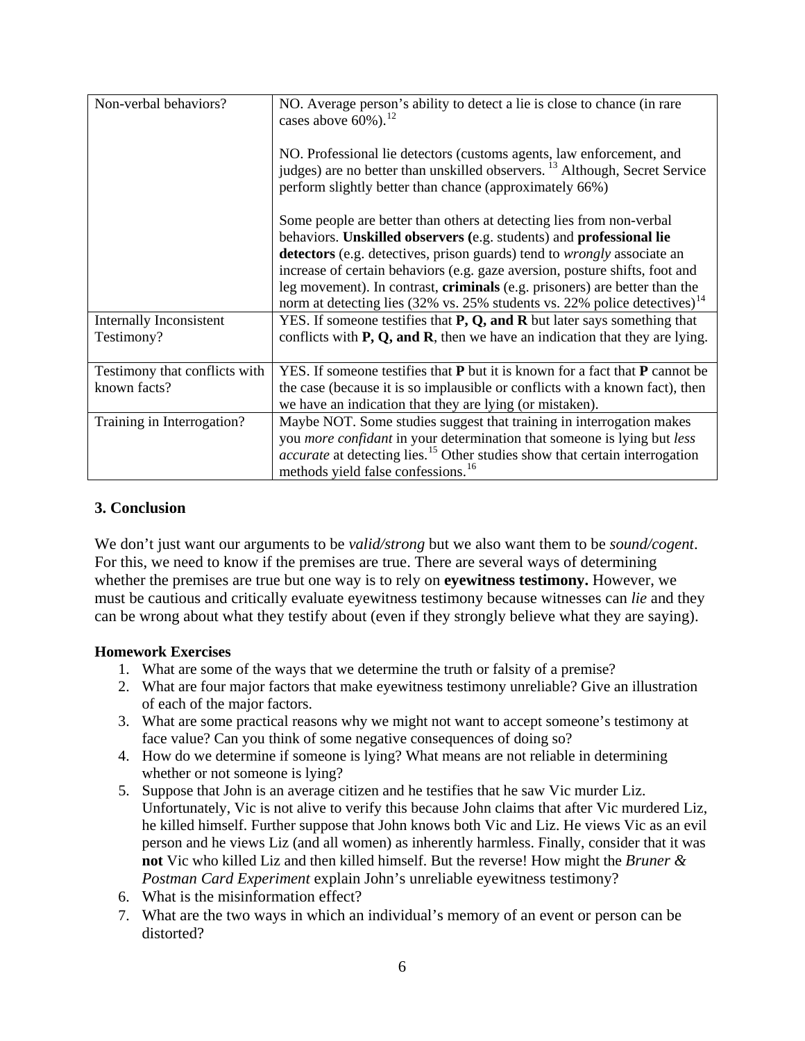| Non-verbal behaviors? | NO. Average person's ability to detect a lie is close to chance (in rare cases above 60%).[12]<br><br>NO. Professional lie detectors (customs agents, law enforcement, and judges) are no better than unskilled observers. [13] Although, Secret Service perform slightly better than chance (approximately 66%)<br><br>Some people are better than others at detecting lies from non-verbal behaviors. **Unskilled observers (**e.g. students) and **professional lie detectors** (e.g. detectives, prison guards) tend to *wrongly* associate an increase of certain behaviors (e.g. gaze aversion, posture shifts, foot and leg movement). In contrast, **criminals** (e.g. prisoners) are better than the norm at detecting lies (32% vs. 25% students vs. 22% police detectives)[14] |
|---|---|
| Internally Inconsistent Testimony? | YES. If someone testifies that **P, Q, and R** but later says something that conflicts with **P, Q, and R**, then we have an indication that they are lying. |
| Testimony that conflicts with known facts? | YES. If someone testifies that **P** but it is known for a fact that **P** cannot be the case (because it is so implausible or conflicts with a known fact), then we have an indication that they are lying (or mistaken). |
| Training in Interrogation? | Maybe NOT. Some studies suggest that training in interrogation makes you *more confidant* in your determination that someone is lying but *less accurate* at detecting lies.[15] Other studies show that certain interrogation methods yield false confessions.[16] |

## 3. Conclusion

We don't just want our arguments to be *valid/strong* but we also want them to be *sound/cogent*. For this, we need to know if the premises are true. There are several ways of determining whether the premises are true but one way is to rely on **eyewitness testimony.** However, we must be cautious and critically evaluate eyewitness testimony because witnesses can *lie* and they can be wrong about what they testify about (even if they strongly believe what they are saying).

**Homework Exercises**

1. What are some of the ways that we determine the truth or falsity of a premise?
2. What are four major factors that make eyewitness testimony unreliable? Give an illustration of each of the major factors.
3. What are some practical reasons why we might not want to accept someone's testimony at face value? Can you think of some negative consequences of doing so?
4. How do we determine if someone is lying? What means are not reliable in determining whether or not someone is lying?
5. Suppose that John is an average citizen and he testifies that he saw Vic murder Liz. Unfortunately, Vic is not alive to verify this because John claims that after Vic murdered Liz, he killed himself. Further suppose that John knows both Vic and Liz. He views Vic as an evil person and he views Liz (and all women) as inherently harmless. Finally, consider that it was **not** Vic who killed Liz and then killed himself. But the reverse! How might the *Bruner & Postman Card Experiment* explain John's unreliable eyewitness testimony?
6. What is the misinformation effect?
7. What are the two ways in which an individual's memory of an event or person can be distorted?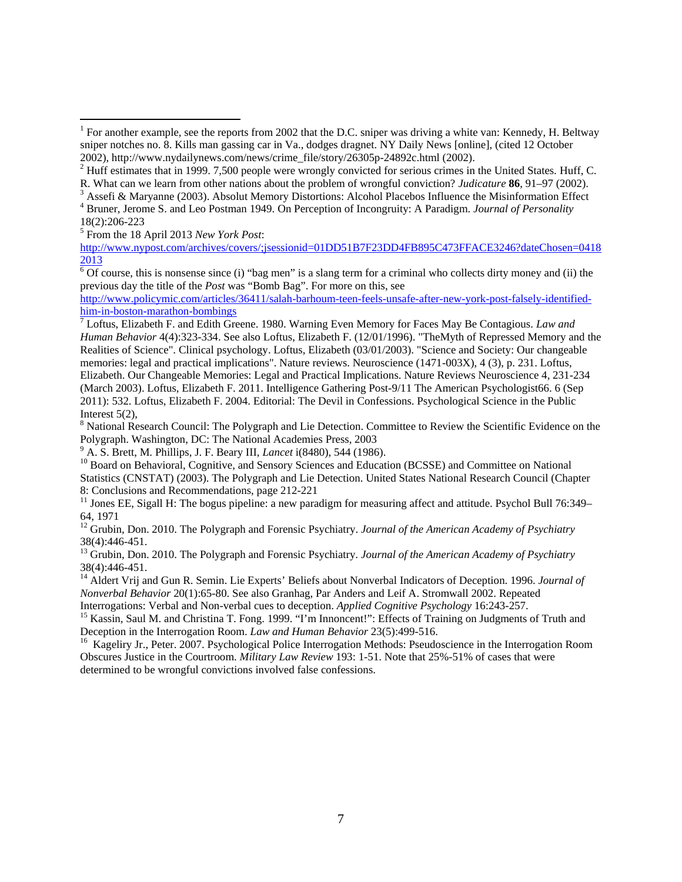[1] For another example, see the reports from 2002 that the D.C. sniper was driving a white van: Kennedy, H. Beltway sniper notches no. 8. Kills man gassing car in Va., dodges dragnet. NY Daily News [online], (cited 12 October 2002), http://www.nydailynews.com/news/crime_file/story/26305p-24892c.html (2002).

[2] Huff estimates that in 1999. 7,500 people were wrongly convicted for serious crimes in the United States. Huff, C. R. What can we learn from other nations about the problem of wrongful conviction? *Judicature* **86**, 91–97 (2002).

[3] Assefi & Maryanne (2003). Absolut Memory Distortions: Alcohol Placebos Influence the Misinformation Effect

[4] Bruner, Jerome S. and Leo Postman 1949. On Perception of Incongruity: A Paradigm. *Journal of Personality* 18(2):206-223

[5] From the 18 April 2013 *New York Post*: http://www.nypost.com/archives/covers/;jsessionid=01DD51B7F23DD4FB895C473FFACE3246?dateChosen=04182013

[6] Of course, this is nonsense since (i) "bag men" is a slang term for a criminal who collects dirty money and (ii) the previous day the title of the *Post* was "Bomb Bag". For more on this, see http://www.policymic.com/articles/36411/salah-barhoum-teen-feels-unsafe-after-new-york-post-falsely-identified-him-in-boston-marathon-bombings

[7] Loftus, Elizabeth F. and Edith Greene. 1980. Warning Even Memory for Faces May Be Contagious. *Law and Human Behavior* 4(4):323-334. See also Loftus, Elizabeth F. (12/01/1996). "TheMyth of Repressed Memory and the Realities of Science". Clinical psychology. Loftus, Elizabeth (03/01/2003). "Science and Society: Our changeable memories: legal and practical implications". Nature reviews. Neuroscience (1471-003X), 4 (3), p. 231. Loftus, Elizabeth. Our Changeable Memories: Legal and Practical Implications. Nature Reviews Neuroscience 4, 231-234 (March 2003). Loftus, Elizabeth F. 2011. Intelligence Gathering Post-9/11 The American Psychologist66. 6 (Sep 2011): 532. Loftus, Elizabeth F. 2004. Editorial: The Devil in Confessions. Psychological Science in the Public Interest 5(2),

[8] National Research Council: The Polygraph and Lie Detection. Committee to Review the Scientific Evidence on the Polygraph. Washington, DC: The National Academies Press, 2003

[9] A. S. Brett, M. Phillips, J. F. Beary III, *Lancet* i(8480), 544 (1986).

[10] Board on Behavioral, Cognitive, and Sensory Sciences and Education (BCSSE) and Committee on National Statistics (CNSTAT) (2003). The Polygraph and Lie Detection. United States National Research Council (Chapter 8: Conclusions and Recommendations, page 212-221

[11] Jones EE, Sigall H: The bogus pipeline: a new paradigm for measuring affect and attitude. Psychol Bull 76:349–64, 1971

[12] Grubin, Don. 2010. The Polygraph and Forensic Psychiatry. *Journal of the American Academy of Psychiatry* 38(4):446-451.

[13] Grubin, Don. 2010. The Polygraph and Forensic Psychiatry. *Journal of the American Academy of Psychiatry* 38(4):446-451.

[14] Aldert Vrij and Gun R. Semin. Lie Experts' Beliefs about Nonverbal Indicators of Deception. 1996. *Journal of Nonverbal Behavior* 20(1):65-80. See also Granhag, Par Anders and Leif A. Stromwall 2002. Repeated Interrogations: Verbal and Non-verbal cues to deception. *Applied Cognitive Psychology* 16:243-257.

[15] Kassin, Saul M. and Christina T. Fong. 1999. "I'm Innoncent!": Effects of Training on Judgments of Truth and Deception in the Interrogation Room. *Law and Human Behavior* 23(5):499-516.

[16] Kageliry Jr., Peter. 2007. Psychological Police Interrogation Methods: Pseudoscience in the Interrogation Room Obscures Justice in the Courtroom. *Military Law Review* 193: 1-51. Note that 25%-51% of cases that were determined to be wrongful convictions involved false confessions.